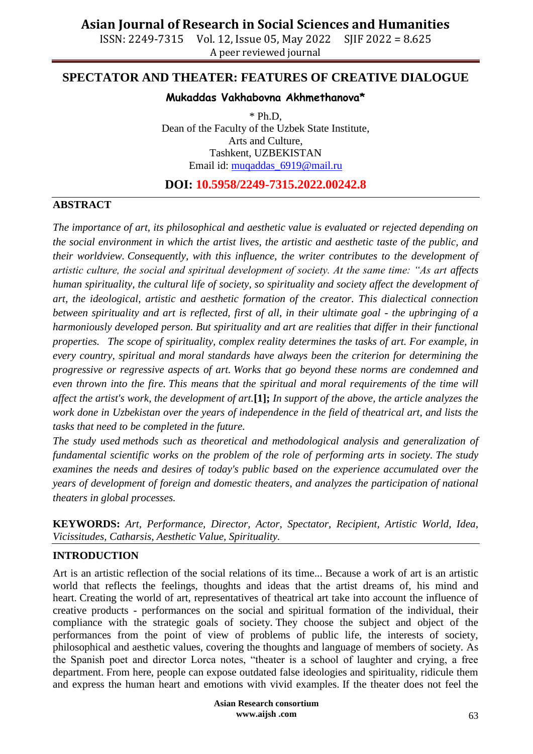# SPECTATOR AND THEATER: FEATURES OF CREATIVE DIALOGUE

**Mukaddas Vakhabovna Akhmethanova***

\* Ph.D,
Dean of the Faculty of the Uzbek State Institute,
Arts and Culture,
Tashkent, UZBEKISTAN
Email id: muqaddas_6919@mail.ru

**DOI: 10.5958/2249-7315.2022.00242.8**

## ABSTRACT

*The importance of art, its philosophical and aesthetic value is evaluated or rejected depending on the social environment in which the artist lives, the artistic and aesthetic taste of the public, and their worldview. Consequently, with this influence, the writer contributes to the development of artistic culture, the social and spiritual development of society. At the same time: "As art affects human spirituality, the cultural life of society, so spirituality and society affect the development of art, the ideological, artistic and aesthetic formation of the creator. This dialectical connection between spirituality and art is reflected, first of all, in their ultimate goal - the upbringing of a harmoniously developed person. But spirituality and art are realities that differ in their functional properties. The scope of spirituality, complex reality determines the tasks of art. For example, in every country, spiritual and moral standards have always been the criterion for determining the progressive or regressive aspects of art. Works that go beyond these norms are condemned and even thrown into the fire. This means that the spiritual and moral requirements of the time will affect the artist's work, the development of art.***[1];** *In support of the above, the article analyzes the work done in Uzbekistan over the years of independence in the field of theatrical art, and lists the tasks that need to be completed in the future.*

*The study used methods such as theoretical and methodological analysis and generalization of fundamental scientific works on the problem of the role of performing arts in society. The study examines the needs and desires of today's public based on the experience accumulated over the years of development of foreign and domestic theaters, and analyzes the participation of national theaters in global processes.*

**KEYWORDS:** *Art, Performance, Director, Actor, Spectator, Recipient, Artistic World, Idea, Vicissitudes, Catharsis, Aesthetic Value, Spirituality.*

## INTRODUCTION

Art is an artistic reflection of the social relations of its time... Because a work of art is an artistic world that reflects the feelings, thoughts and ideas that the artist dreams of, his mind and heart. Creating the world of art, representatives of theatrical art take into account the influence of creative products - performances on the social and spiritual formation of the individual, their compliance with the strategic goals of society. They choose the subject and object of the performances from the point of view of problems of public life, the interests of society, philosophical and aesthetic values, covering the thoughts and language of members of society. As the Spanish poet and director Lorca notes, "theater is a school of laughter and crying, a free department. From here, people can expose outdated false ideologies and spirituality, ridicule them and express the human heart and emotions with vivid examples. If the theater does not feel the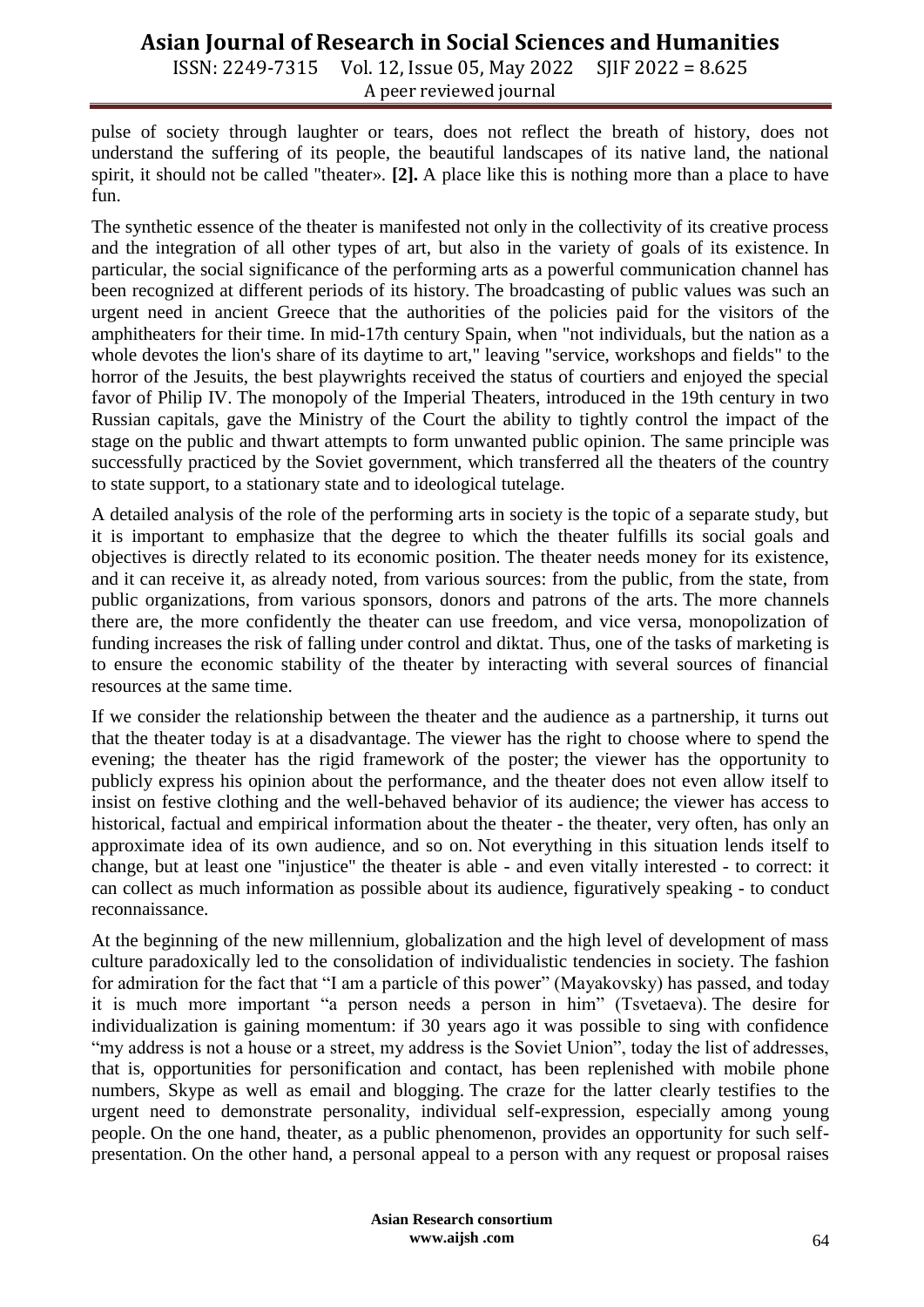pulse of society through laughter or tears, does not reflect the breath of history, does not understand the suffering of its people, the beautiful landscapes of its native land, the national spirit, it should not be called "theater». **[2].** A place like this is nothing more than a place to have fun.

The synthetic essence of the theater is manifested not only in the collectivity of its creative process and the integration of all other types of art, but also in the variety of goals of its existence. In particular, the social significance of the performing arts as a powerful communication channel has been recognized at different periods of its history. The broadcasting of public values was such an urgent need in ancient Greece that the authorities of the policies paid for the visitors of the amphitheaters for their time. In mid-17th century Spain, when "not individuals, but the nation as a whole devotes the lion's share of its daytime to art," leaving "service, workshops and fields" to the horror of the Jesuits, the best playwrights received the status of courtiers and enjoyed the special favor of Philip IV. The monopoly of the Imperial Theaters, introduced in the 19th century in two Russian capitals, gave the Ministry of the Court the ability to tightly control the impact of the stage on the public and thwart attempts to form unwanted public opinion. The same principle was successfully practiced by the Soviet government, which transferred all the theaters of the country to state support, to a stationary state and to ideological tutelage.

A detailed analysis of the role of the performing arts in society is the topic of a separate study, but it is important to emphasize that the degree to which the theater fulfills its social goals and objectives is directly related to its economic position. The theater needs money for its existence, and it can receive it, as already noted, from various sources: from the public, from the state, from public organizations, from various sponsors, donors and patrons of the arts. The more channels there are, the more confidently the theater can use freedom, and vice versa, monopolization of funding increases the risk of falling under control and diktat. Thus, one of the tasks of marketing is to ensure the economic stability of the theater by interacting with several sources of financial resources at the same time.

If we consider the relationship between the theater and the audience as a partnership, it turns out that the theater today is at a disadvantage. The viewer has the right to choose where to spend the evening; the theater has the rigid framework of the poster; the viewer has the opportunity to publicly express his opinion about the performance, and the theater does not even allow itself to insist on festive clothing and the well-behaved behavior of its audience; the viewer has access to historical, factual and empirical information about the theater - the theater, very often, has only an approximate idea of its own audience, and so on. Not everything in this situation lends itself to change, but at least one "injustice" the theater is able - and even vitally interested - to correct: it can collect as much information as possible about its audience, figuratively speaking - to conduct reconnaissance.

At the beginning of the new millennium, globalization and the high level of development of mass culture paradoxically led to the consolidation of individualistic tendencies in society. The fashion for admiration for the fact that "I am a particle of this power" (Mayakovsky) has passed, and today it is much more important "a person needs a person in him" (Tsvetaeva). The desire for individualization is gaining momentum: if 30 years ago it was possible to sing with confidence "my address is not a house or a street, my address is the Soviet Union", today the list of addresses, that is, opportunities for personification and contact, has been replenished with mobile phone numbers, Skype as well as email and blogging. The craze for the latter clearly testifies to the urgent need to demonstrate personality, individual self-expression, especially among young people. On the one hand, theater, as a public phenomenon, provides an opportunity for such self-presentation. On the other hand, a personal appeal to a person with any request or proposal raises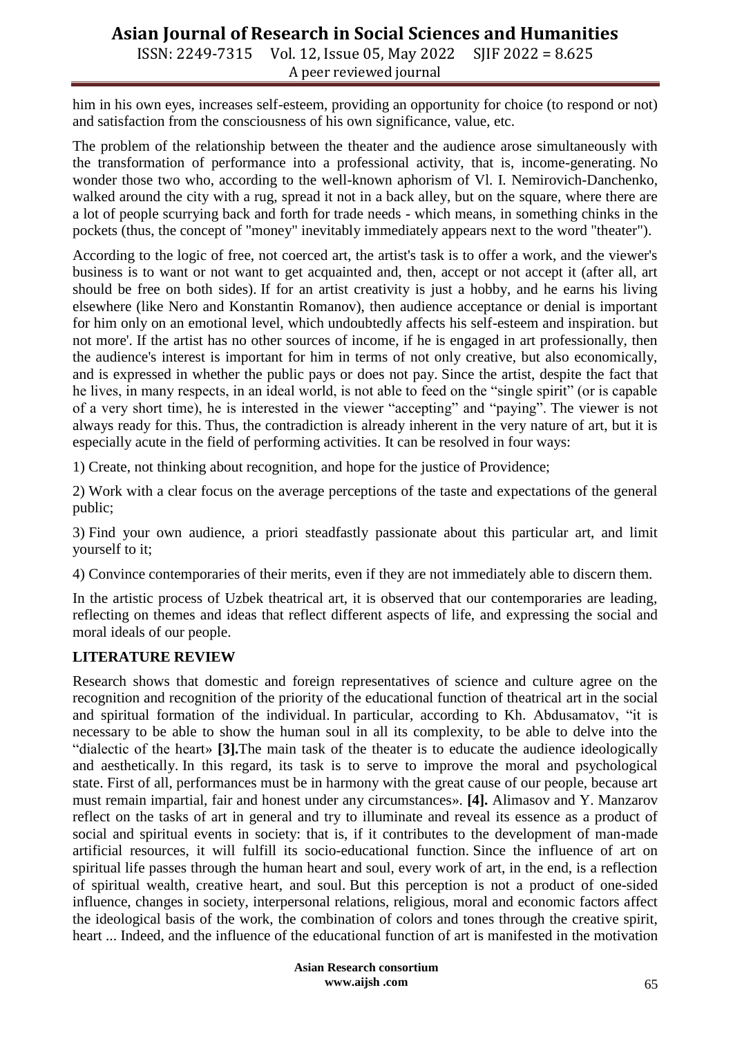him in his own eyes, increases self-esteem, providing an opportunity for choice (to respond or not) and satisfaction from the consciousness of his own significance, value, etc.

The problem of the relationship between the theater and the audience arose simultaneously with the transformation of performance into a professional activity, that is, income-generating. No wonder those two who, according to the well-known aphorism of Vl. I. Nemirovich-Danchenko, walked around the city with a rug, spread it not in a back alley, but on the square, where there are a lot of people scurrying back and forth for trade needs - which means, in something chinks in the pockets (thus, the concept of "money" inevitably immediately appears next to the word "theater").

According to the logic of free, not coerced art, the artist's task is to offer a work, and the viewer's business is to want or not want to get acquainted and, then, accept or not accept it (after all, art should be free on both sides). If for an artist creativity is just a hobby, and he earns his living elsewhere (like Nero and Konstantin Romanov), then audience acceptance or denial is important for him only on an emotional level, which undoubtedly affects his self-esteem and inspiration. but not more'. If the artist has no other sources of income, if he is engaged in art professionally, then the audience's interest is important for him in terms of not only creative, but also economically, and is expressed in whether the public pays or does not pay. Since the artist, despite the fact that he lives, in many respects, in an ideal world, is not able to feed on the "single spirit" (or is capable of a very short time), he is interested in the viewer "accepting" and "paying". The viewer is not always ready for this. Thus, the contradiction is already inherent in the very nature of art, but it is especially acute in the field of performing activities. It can be resolved in four ways:

1) Create, not thinking about recognition, and hope for the justice of Providence;

2) Work with a clear focus on the average perceptions of the taste and expectations of the general public;

3) Find your own audience, a priori steadfastly passionate about this particular art, and limit yourself to it;

4) Convince contemporaries of their merits, even if they are not immediately able to discern them.

In the artistic process of Uzbek theatrical art, it is observed that our contemporaries are leading, reflecting on themes and ideas that reflect different aspects of life, and expressing the social and moral ideals of our people.

## LITERATURE REVIEW

Research shows that domestic and foreign representatives of science and culture agree on the recognition and recognition of the priority of the educational function of theatrical art in the social and spiritual formation of the individual. In particular, according to Kh. Abdusamatov, "it is necessary to be able to show the human soul in all its complexity, to be able to delve into the "dialectic of the heart» **[3].**The main task of the theater is to educate the audience ideologically and aesthetically. In this regard, its task is to serve to improve the moral and psychological state. First of all, performances must be in harmony with the great cause of our people, because art must remain impartial, fair and honest under any circumstances». **[4].** Alimasov and Y. Manzarov reflect on the tasks of art in general and try to illuminate and reveal its essence as a product of social and spiritual events in society: that is, if it contributes to the development of man-made artificial resources, it will fulfill its socio-educational function. Since the influence of art on spiritual life passes through the human heart and soul, every work of art, in the end, is a reflection of spiritual wealth, creative heart, and soul. But this perception is not a product of one-sided influence, changes in society, interpersonal relations, religious, moral and economic factors affect the ideological basis of the work, the combination of colors and tones through the creative spirit, heart ... Indeed, and the influence of the educational function of art is manifested in the motivation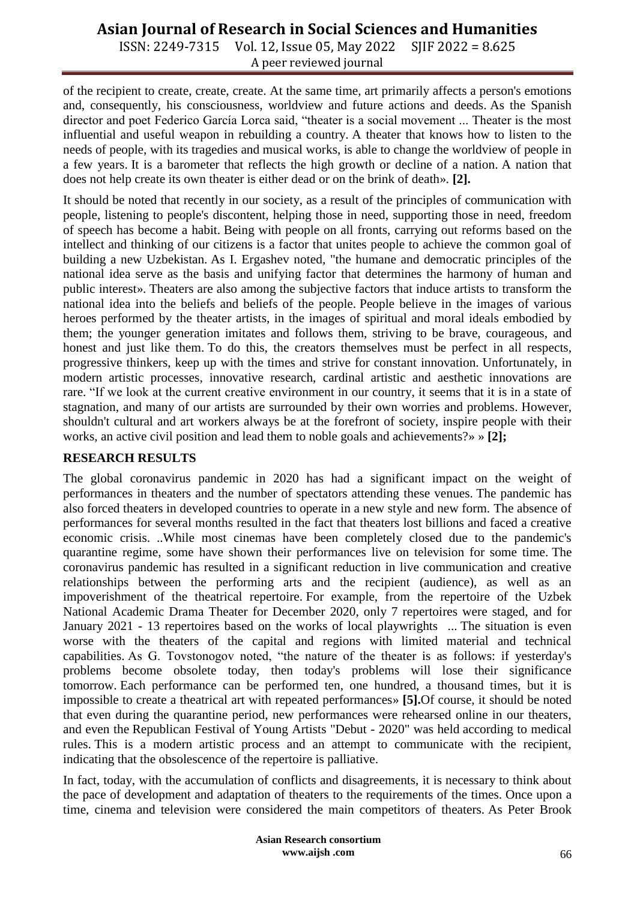of the recipient to create, create, create. At the same time, art primarily affects a person's emotions and, consequently, his consciousness, worldview and future actions and deeds. As the Spanish director and poet Federico García Lorca said, "theater is a social movement ... Theater is the most influential and useful weapon in rebuilding a country. A theater that knows how to listen to the needs of people, with its tragedies and musical works, is able to change the worldview of people in a few years. It is a barometer that reflects the high growth or decline of a nation. A nation that does not help create its own theater is either dead or on the brink of death». **[2].**

It should be noted that recently in our society, as a result of the principles of communication with people, listening to people's discontent, helping those in need, supporting those in need, freedom of speech has become a habit. Being with people on all fronts, carrying out reforms based on the intellect and thinking of our citizens is a factor that unites people to achieve the common goal of building a new Uzbekistan. As I. Ergashev noted, "the humane and democratic principles of the national idea serve as the basis and unifying factor that determines the harmony of human and public interest». Theaters are also among the subjective factors that induce artists to transform the national idea into the beliefs and beliefs of the people. People believe in the images of various heroes performed by the theater artists, in the images of spiritual and moral ideals embodied by them; the younger generation imitates and follows them, striving to be brave, courageous, and honest and just like them. To do this, the creators themselves must be perfect in all respects, progressive thinkers, keep up with the times and strive for constant innovation. Unfortunately, in modern artistic processes, innovative research, cardinal artistic and aesthetic innovations are rare. "If we look at the current creative environment in our country, it seems that it is in a state of stagnation, and many of our artists are surrounded by their own worries and problems. However, shouldn't cultural and art workers always be at the forefront of society, inspire people with their works, an active civil position and lead them to noble goals and achievements?» » **[2];**

## RESEARCH RESULTS

The global coronavirus pandemic in 2020 has had a significant impact on the weight of performances in theaters and the number of spectators attending these venues. The pandemic has also forced theaters in developed countries to operate in a new style and new form. The absence of performances for several months resulted in the fact that theaters lost billions and faced a creative economic crisis. ..While most cinemas have been completely closed due to the pandemic's quarantine regime, some have shown their performances live on television for some time. The coronavirus pandemic has resulted in a significant reduction in live communication and creative relationships between the performing arts and the recipient (audience), as well as an impoverishment of the theatrical repertoire. For example, from the repertoire of the Uzbek National Academic Drama Theater for December 2020, only 7 repertoires were staged, and for January 2021 - 13 repertoires based on the works of local playwrights ... The situation is even worse with the theaters of the capital and regions with limited material and technical capabilities. As G. Tovstonogov noted, "the nature of the theater is as follows: if yesterday's problems become obsolete today, then today's problems will lose their significance tomorrow. Each performance can be performed ten, one hundred, a thousand times, but it is impossible to create a theatrical art with repeated performances» **[5].**Of course, it should be noted that even during the quarantine period, new performances were rehearsed online in our theaters, and even the Republican Festival of Young Artists "Debut - 2020" was held according to medical rules. This is a modern artistic process and an attempt to communicate with the recipient, indicating that the obsolescence of the repertoire is palliative.

In fact, today, with the accumulation of conflicts and disagreements, it is necessary to think about the pace of development and adaptation of theaters to the requirements of the times. Once upon a time, cinema and television were considered the main competitors of theaters. As Peter Brook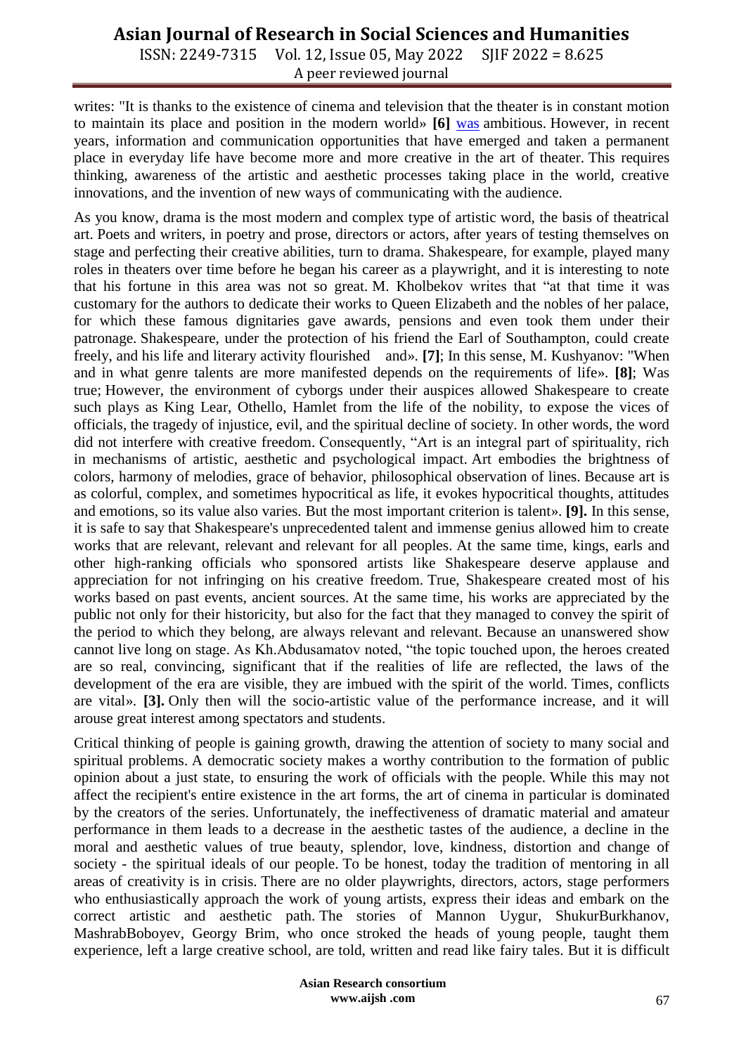writes: "It is thanks to the existence of cinema and television that the theater is in constant motion to maintain its place and position in the modern world» **[6]** was ambitious. However, in recent years, information and communication opportunities that have emerged and taken a permanent place in everyday life have become more and more creative in the art of theater. This requires thinking, awareness of the artistic and aesthetic processes taking place in the world, creative innovations, and the invention of new ways of communicating with the audience.

As you know, drama is the most modern and complex type of artistic word, the basis of theatrical art. Poets and writers, in poetry and prose, directors or actors, after years of testing themselves on stage and perfecting their creative abilities, turn to drama. Shakespeare, for example, played many roles in theaters over time before he began his career as a playwright, and it is interesting to note that his fortune in this area was not so great. M. Kholbekov writes that "at that time it was customary for the authors to dedicate their works to Queen Elizabeth and the nobles of her palace, for which these famous dignitaries gave awards, pensions and even took them under their patronage. Shakespeare, under the protection of his friend the Earl of Southampton, could create freely, and his life and literary activity flourished and». **[7]**; In this sense, M. Kushyanov: "When and in what genre talents are more manifested depends on the requirements of life». **[8]**; Was true; However, the environment of cyborgs under their auspices allowed Shakespeare to create such plays as King Lear, Othello, Hamlet from the life of the nobility, to expose the vices of officials, the tragedy of injustice, evil, and the spiritual decline of society. In other words, the word did not interfere with creative freedom. Consequently, "Art is an integral part of spirituality, rich in mechanisms of artistic, aesthetic and psychological impact. Art embodies the brightness of colors, harmony of melodies, grace of behavior, philosophical observation of lines. Because art is as colorful, complex, and sometimes hypocritical as life, it evokes hypocritical thoughts, attitudes and emotions, so its value also varies. But the most important criterion is talent». **[9].** In this sense, it is safe to say that Shakespeare's unprecedented talent and immense genius allowed him to create works that are relevant, relevant and relevant for all peoples. At the same time, kings, earls and other high-ranking officials who sponsored artists like Shakespeare deserve applause and appreciation for not infringing on his creative freedom. True, Shakespeare created most of his works based on past events, ancient sources. At the same time, his works are appreciated by the public not only for their historicity, but also for the fact that they managed to convey the spirit of the period to which they belong, are always relevant and relevant. Because an unanswered show cannot live long on stage. As Kh.Abdusamatov noted, "the topic touched upon, the heroes created are so real, convincing, significant that if the realities of life are reflected, the laws of the development of the era are visible, they are imbued with the spirit of the world. Times, conflicts are vital». **[3].** Only then will the socio-artistic value of the performance increase, and it will arouse great interest among spectators and students.

Critical thinking of people is gaining growth, drawing the attention of society to many social and spiritual problems. A democratic society makes a worthy contribution to the formation of public opinion about a just state, to ensuring the work of officials with the people. While this may not affect the recipient's entire existence in the art forms, the art of cinema in particular is dominated by the creators of the series. Unfortunately, the ineffectiveness of dramatic material and amateur performance in them leads to a decrease in the aesthetic tastes of the audience, a decline in the moral and aesthetic values of true beauty, splendor, love, kindness, distortion and change of society - the spiritual ideals of our people. To be honest, today the tradition of mentoring in all areas of creativity is in crisis. There are no older playwrights, directors, actors, stage performers who enthusiastically approach the work of young artists, express their ideas and embark on the correct artistic and aesthetic path. The stories of Mannon Uygur, ShukurBurkhanov, MashrabBoboyev, Georgy Brim, who once stroked the heads of young people, taught them experience, left a large creative school, are told, written and read like fairy tales. But it is difficult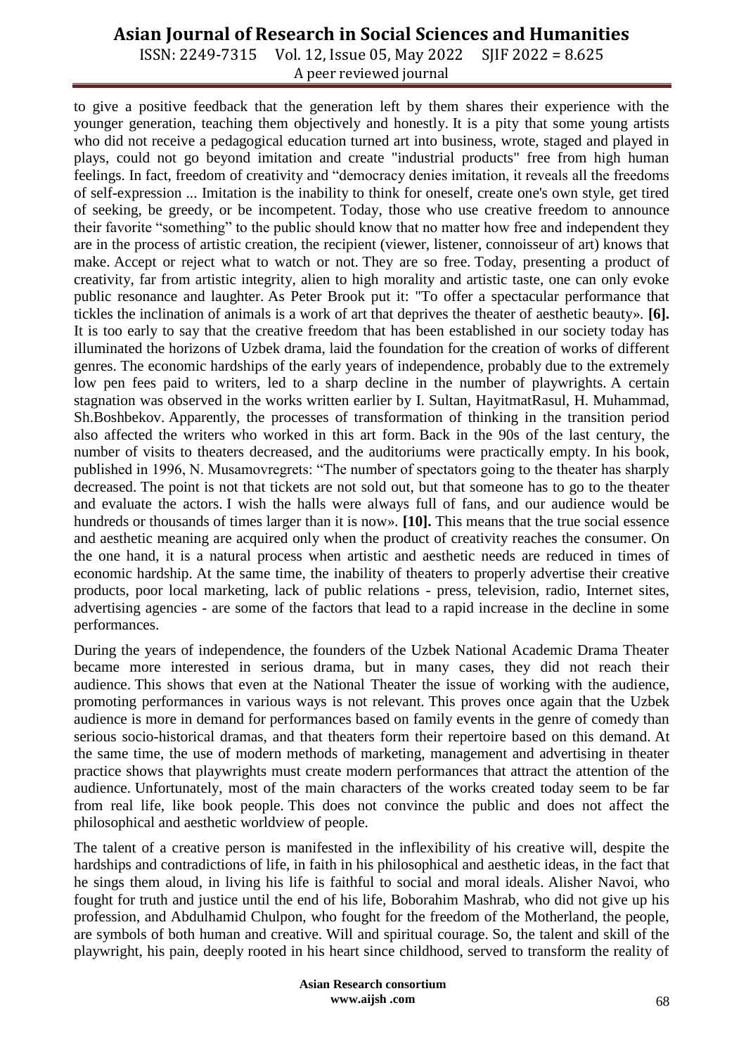to give a positive feedback that the generation left by them shares their experience with the younger generation, teaching them objectively and honestly. It is a pity that some young artists who did not receive a pedagogical education turned art into business, wrote, staged and played in plays, could not go beyond imitation and create "industrial products" free from high human feelings. In fact, freedom of creativity and "democracy denies imitation, it reveals all the freedoms of self-expression ... Imitation is the inability to think for oneself, create one's own style, get tired of seeking, be greedy, or be incompetent. Today, those who use creative freedom to announce their favorite "something" to the public should know that no matter how free and independent they are in the process of artistic creation, the recipient (viewer, listener, connoisseur of art) knows that make. Accept or reject what to watch or not. They are so free. Today, presenting a product of creativity, far from artistic integrity, alien to high morality and artistic taste, one can only evoke public resonance and laughter. As Peter Brook put it: "To offer a spectacular performance that tickles the inclination of animals is a work of art that deprives the theater of aesthetic beauty». **[6].** It is too early to say that the creative freedom that has been established in our society today has illuminated the horizons of Uzbek drama, laid the foundation for the creation of works of different genres. The economic hardships of the early years of independence, probably due to the extremely low pen fees paid to writers, led to a sharp decline in the number of playwrights. A certain stagnation was observed in the works written earlier by I. Sultan, HayitmatRasul, H. Muhammad, Sh.Boshbekov. Apparently, the processes of transformation of thinking in the transition period also affected the writers who worked in this art form. Back in the 90s of the last century, the number of visits to theaters decreased, and the auditoriums were practically empty. In his book, published in 1996, N. Musamovregrets: "The number of spectators going to the theater has sharply decreased. The point is not that tickets are not sold out, but that someone has to go to the theater and evaluate the actors. I wish the halls were always full of fans, and our audience would be hundreds or thousands of times larger than it is now». **[10].** This means that the true social essence and aesthetic meaning are acquired only when the product of creativity reaches the consumer. On the one hand, it is a natural process when artistic and aesthetic needs are reduced in times of economic hardship. At the same time, the inability of theaters to properly advertise their creative products, poor local marketing, lack of public relations - press, television, radio, Internet sites, advertising agencies - are some of the factors that lead to a rapid increase in the decline in some performances.

During the years of independence, the founders of the Uzbek National Academic Drama Theater became more interested in serious drama, but in many cases, they did not reach their audience. This shows that even at the National Theater the issue of working with the audience, promoting performances in various ways is not relevant. This proves once again that the Uzbek audience is more in demand for performances based on family events in the genre of comedy than serious socio-historical dramas, and that theaters form their repertoire based on this demand. At the same time, the use of modern methods of marketing, management and advertising in theater practice shows that playwrights must create modern performances that attract the attention of the audience. Unfortunately, most of the main characters of the works created today seem to be far from real life, like book people. This does not convince the public and does not affect the philosophical and aesthetic worldview of people.

The talent of a creative person is manifested in the inflexibility of his creative will, despite the hardships and contradictions of life, in faith in his philosophical and aesthetic ideas, in the fact that he sings them aloud, in living his life is faithful to social and moral ideals. Alisher Navoi, who fought for truth and justice until the end of his life, Boborahim Mashrab, who did not give up his profession, and Abdulhamid Chulpon, who fought for the freedom of the Motherland, the people, are symbols of both human and creative. Will and spiritual courage. So, the talent and skill of the playwright, his pain, deeply rooted in his heart since childhood, served to transform the reality of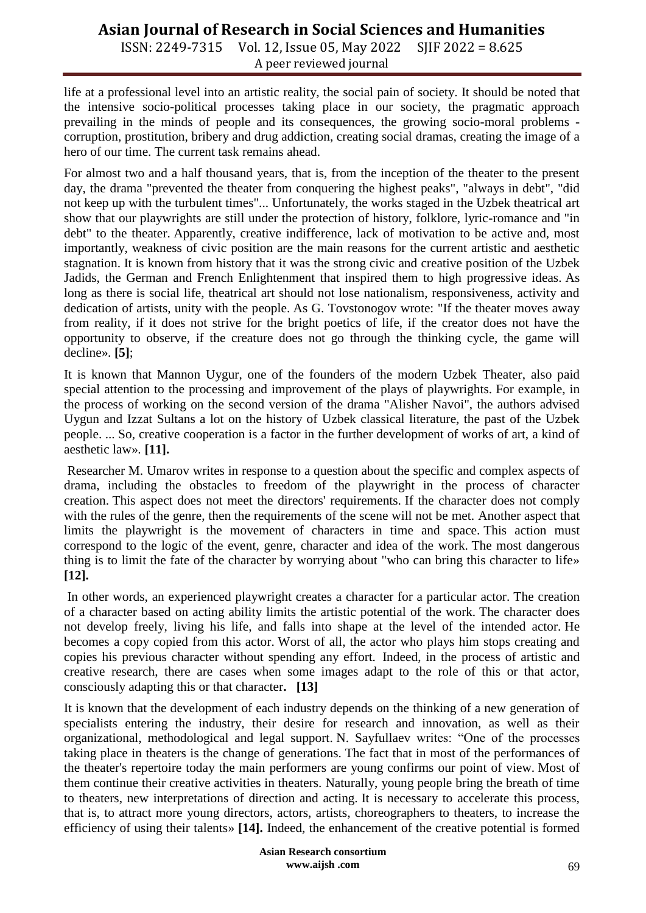life at a professional level into an artistic reality, the social pain of society. It should be noted that the intensive socio-political processes taking place in our society, the pragmatic approach prevailing in the minds of people and its consequences, the growing socio-moral problems - corruption, prostitution, bribery and drug addiction, creating social dramas, creating the image of a hero of our time. The current task remains ahead.

For almost two and a half thousand years, that is, from the inception of the theater to the present day, the drama "prevented the theater from conquering the highest peaks", "always in debt", "did not keep up with the turbulent times"... Unfortunately, the works staged in the Uzbek theatrical art show that our playwrights are still under the protection of history, folklore, lyric-romance and "in debt" to the theater. Apparently, creative indifference, lack of motivation to be active and, most importantly, weakness of civic position are the main reasons for the current artistic and aesthetic stagnation. It is known from history that it was the strong civic and creative position of the Uzbek Jadids, the German and French Enlightenment that inspired them to high progressive ideas. As long as there is social life, theatrical art should not lose nationalism, responsiveness, activity and dedication of artists, unity with the people. As G. Tovstonogov wrote: "If the theater moves away from reality, if it does not strive for the bright poetics of life, if the creator does not have the opportunity to observe, if the creature does not go through the thinking cycle, the game will decline». **[5]**;

It is known that Mannon Uygur, one of the founders of the modern Uzbek Theater, also paid special attention to the processing and improvement of the plays of playwrights. For example, in the process of working on the second version of the drama "Alisher Navoi", the authors advised Uygun and Izzat Sultans a lot on the history of Uzbek classical literature, the past of the Uzbek people. ... So, creative cooperation is a factor in the further development of works of art, a kind of aesthetic law». **[11].**

Researcher M. Umarov writes in response to a question about the specific and complex aspects of drama, including the obstacles to freedom of the playwright in the process of character creation. This aspect does not meet the directors' requirements. If the character does not comply with the rules of the genre, then the requirements of the scene will not be met. Another aspect that limits the playwright is the movement of characters in time and space. This action must correspond to the logic of the event, genre, character and idea of the work. The most dangerous thing is to limit the fate of the character by worrying about "who can bring this character to life» **[12].**

In other words, an experienced playwright creates a character for a particular actor. The creation of a character based on acting ability limits the artistic potential of the work. The character does not develop freely, living his life, and falls into shape at the level of the intended actor. He becomes a copy copied from this actor. Worst of all, the actor who plays him stops creating and copies his previous character without spending any effort. Indeed, in the process of artistic and creative research, there are cases when some images adapt to the role of this or that actor, consciously adapting this or that character**. [13]**

It is known that the development of each industry depends on the thinking of a new generation of specialists entering the industry, their desire for research and innovation, as well as their organizational, methodological and legal support. N. Sayfullaev writes: "One of the processes taking place in theaters is the change of generations. The fact that in most of the performances of the theater's repertoire today the main performers are young confirms our point of view. Most of them continue their creative activities in theaters. Naturally, young people bring the breath of time to theaters, new interpretations of direction and acting. It is necessary to accelerate this process, that is, to attract more young directors, actors, artists, choreographers to theaters, to increase the efficiency of using their talents» **[14].** Indeed, the enhancement of the creative potential is formed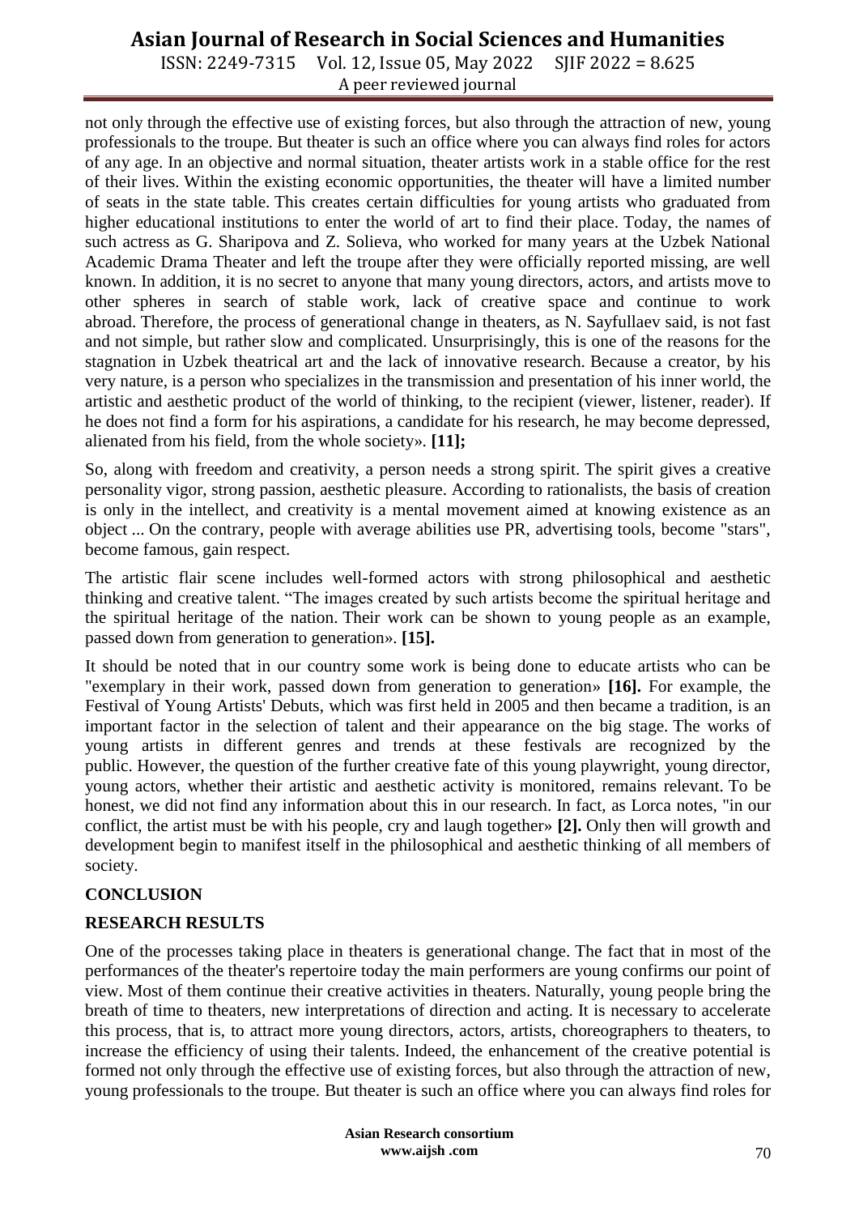not only through the effective use of existing forces, but also through the attraction of new, young professionals to the troupe. But theater is such an office where you can always find roles for actors of any age. In an objective and normal situation, theater artists work in a stable office for the rest of their lives. Within the existing economic opportunities, the theater will have a limited number of seats in the state table. This creates certain difficulties for young artists who graduated from higher educational institutions to enter the world of art to find their place. Today, the names of such actress as G. Sharipova and Z. Solieva, who worked for many years at the Uzbek National Academic Drama Theater and left the troupe after they were officially reported missing, are well known. In addition, it is no secret to anyone that many young directors, actors, and artists move to other spheres in search of stable work, lack of creative space and continue to work abroad. Therefore, the process of generational change in theaters, as N. Sayfullaev said, is not fast and not simple, but rather slow and complicated. Unsurprisingly, this is one of the reasons for the stagnation in Uzbek theatrical art and the lack of innovative research. Because a creator, by his very nature, is a person who specializes in the transmission and presentation of his inner world, the artistic and aesthetic product of the world of thinking, to the recipient (viewer, listener, reader). If he does not find a form for his aspirations, a candidate for his research, he may become depressed, alienated from his field, from the whole society». **[11];**

So, along with freedom and creativity, a person needs a strong spirit. The spirit gives a creative personality vigor, strong passion, aesthetic pleasure. According to rationalists, the basis of creation is only in the intellect, and creativity is a mental movement aimed at knowing existence as an object ... On the contrary, people with average abilities use PR, advertising tools, become "stars", become famous, gain respect.

The artistic flair scene includes well-formed actors with strong philosophical and aesthetic thinking and creative talent. “The images created by such artists become the spiritual heritage and the spiritual heritage of the nation. Their work can be shown to young people as an example, passed down from generation to generation». **[15].**

It should be noted that in our country some work is being done to educate artists who can be "exemplary in their work, passed down from generation to generation» **[16].** For example, the Festival of Young Artists' Debuts, which was first held in 2005 and then became a tradition, is an important factor in the selection of talent and their appearance on the big stage. The works of young artists in different genres and trends at these festivals are recognized by the public. However, the question of the further creative fate of this young playwright, young director, young actors, whether their artistic and aesthetic activity is monitored, remains relevant. To be honest, we did not find any information about this in our research. In fact, as Lorca notes, "in our conflict, the artist must be with his people, cry and laugh together» **[2].** Only then will growth and development begin to manifest itself in the philosophical and aesthetic thinking of all members of society.

## CONCLUSION

## RESEARCH RESULTS

One of the processes taking place in theaters is generational change. The fact that in most of the performances of the theater's repertoire today the main performers are young confirms our point of view. Most of them continue their creative activities in theaters. Naturally, young people bring the breath of time to theaters, new interpretations of direction and acting. It is necessary to accelerate this process, that is, to attract more young directors, actors, artists, choreographers to theaters, to increase the efficiency of using their talents. Indeed, the enhancement of the creative potential is formed not only through the effective use of existing forces, but also through the attraction of new, young professionals to the troupe. But theater is such an office where you can always find roles for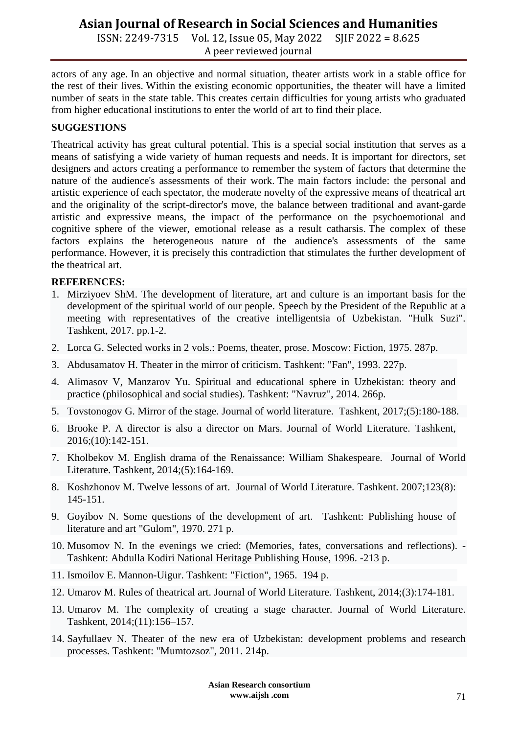actors of any age. In an objective and normal situation, theater artists work in a stable office for the rest of their lives. Within the existing economic opportunities, the theater will have a limited number of seats in the state table. This creates certain difficulties for young artists who graduated from higher educational institutions to enter the world of art to find their place.

## SUGGESTIONS

Theatrical activity has great cultural potential. This is a special social institution that serves as a means of satisfying a wide variety of human requests and needs. It is important for directors, set designers and actors creating a performance to remember the system of factors that determine the nature of the audience's assessments of their work. The main factors include: the personal and artistic experience of each spectator, the moderate novelty of the expressive means of theatrical art and the originality of the script-director's move, the balance between traditional and avant-garde artistic and expressive means, the impact of the performance on the psychoemotional and cognitive sphere of the viewer, emotional release as a result catharsis. The complex of these factors explains the heterogeneous nature of the audience's assessments of the same performance. However, it is precisely this contradiction that stimulates the further development of the theatrical art.

## REFERENCES:

1. Mirziyoev ShM. The development of literature, art and culture is an important basis for the development of the spiritual world of our people. Speech by the President of the Republic at a meeting with representatives of the creative intelligentsia of Uzbekistan. "Hulk Suzi". Tashkent, 2017. pp.1-2.
2. Lorca G. Selected works in 2 vols.: Poems, theater, prose. Moscow: Fiction, 1975. 287p.
3. Abdusamatov H. Theater in the mirror of criticism. Tashkent: "Fan", 1993. 227p.
4. Alimasov V, Manzarov Yu. Spiritual and educational sphere in Uzbekistan: theory and practice (philosophical and social studies). Tashkent: "Navruz", 2014. 266p.
5. Tovstonogov G. Mirror of the stage. Journal of world literature. Tashkent, 2017;(5):180-188.
6. Brooke P. A director is also a director on Mars. Journal of World Literature. Tashkent, 2016;(10):142-151.
7. Kholbekov M. English drama of the Renaissance: William Shakespeare. Journal of World Literature. Tashkent, 2014;(5):164-169.
8. Koshzhonov M. Twelve lessons of art. Journal of World Literature. Tashkent. 2007;123(8): 145-151.
9. Goyibov N. Some questions of the development of art. Tashkent: Publishing house of literature and art "Gulom", 1970. 271 p.
10. Musomov N. In the evenings we cried: (Memories, fates, conversations and reflections). - Tashkent: Abdulla Kodiri National Heritage Publishing House, 1996. -213 p.
11. Ismoilov E. Mannon-Uigur. Tashkent: "Fiction", 1965. 194 p.
12. Umarov M. Rules of theatrical art. Journal of World Literature. Tashkent, 2014;(3):174-181.
13. Umarov M. The complexity of creating a stage character. Journal of World Literature. Tashkent, 2014;(11):156–157.
14. Sayfullaev N. Theater of the new era of Uzbekistan: development problems and research processes. Tashkent: "Mumtozsoz", 2011. 214p.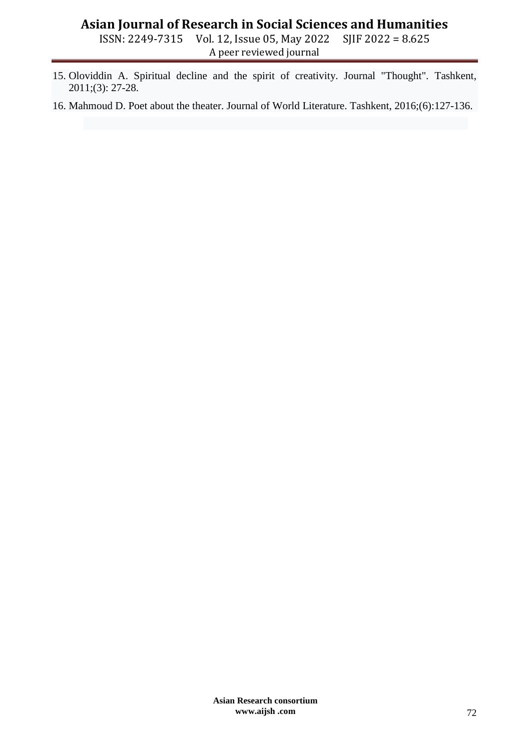15. Oloviddin A. Spiritual decline and the spirit of creativity. Journal "Thought". Tashkent, 2011;(3): 27-28.
16. Mahmoud D. Poet about the theater. Journal of World Literature. Tashkent, 2016;(6):127-136.